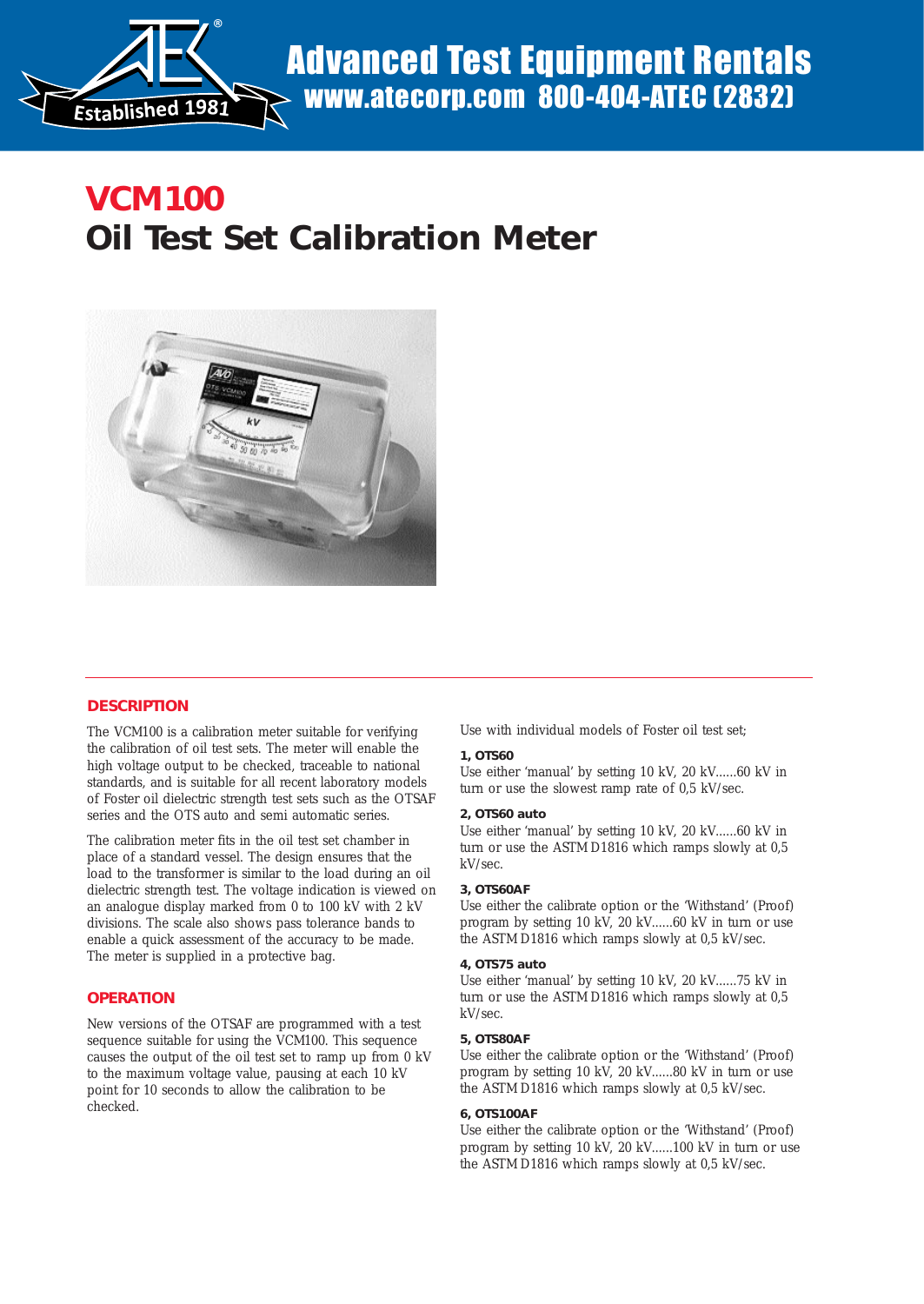# VCM100

# Oil Test Set Calibration Meter

## DESCRIPTION

The VCM100 is a calibration meter suitable for verifying the calibration of oil test sets. The meter will enable the high voltage output to be checked, traceable to national standards, and is suitable for all recent laboratory models of Foster oil dielectric strength test sets such as the OTSAF series and the OTS auto and semi automatic series.

The calibration meter fits in the oil test set chamber in place of a standard vessel. The design ensures that the load to the transformer is similar to the load during an oil dielectric strength test. The voltage indication is viewed on an analogue display marked from 0 to 100 kV with 2 kV divisions. The scale also shows pass tolerance bands to enable a quick assessment of the accuracy to be made. The meter is supplied in a protective bag.

## OPERATION

New versions of the OTSAF are programmed with a test sequence suitable for using the VCM100. This sequence causes the output of the oil test set to ramp up from 0 kV to the maximum voltage value, pausing at each 10 kV point for 10 seconds to allow the calibration to be checked.

Use with individual models of Foster oil test set;

**1, OTS60**
Use either 'manual' by setting 10 kV, 20 kV......60 kV in turn or use the slowest ramp rate of 0,5 kV/sec.

**2, OTS60 auto**
Use either 'manual' by setting 10 kV, 20 kV......60 kV in turn or use the ASTM D1816 which ramps slowly at 0,5 kV/sec.

**3, OTS60AF**
Use either the calibrate option or the 'Withstand' (Proof) program by setting 10 kV, 20 kV......60 kV in turn or use the ASTM D1816 which ramps slowly at 0,5 kV/sec.

**4, OTS75 auto**
Use either 'manual' by setting 10 kV, 20 kV......75 kV in turn or use the ASTM D1816 which ramps slowly at 0,5 kV/sec.

**5, OTS80AF**
Use either the calibrate option or the 'Withstand' (Proof) program by setting 10 kV, 20 kV......80 kV in turn or use the ASTM D1816 which ramps slowly at 0,5 kV/sec.

**6, OTS100AF**
Use either the calibrate option or the 'Withstand' (Proof) program by setting 10 kV, 20 kV......100 kV in turn or use the ASTM D1816 which ramps slowly at 0,5 kV/sec.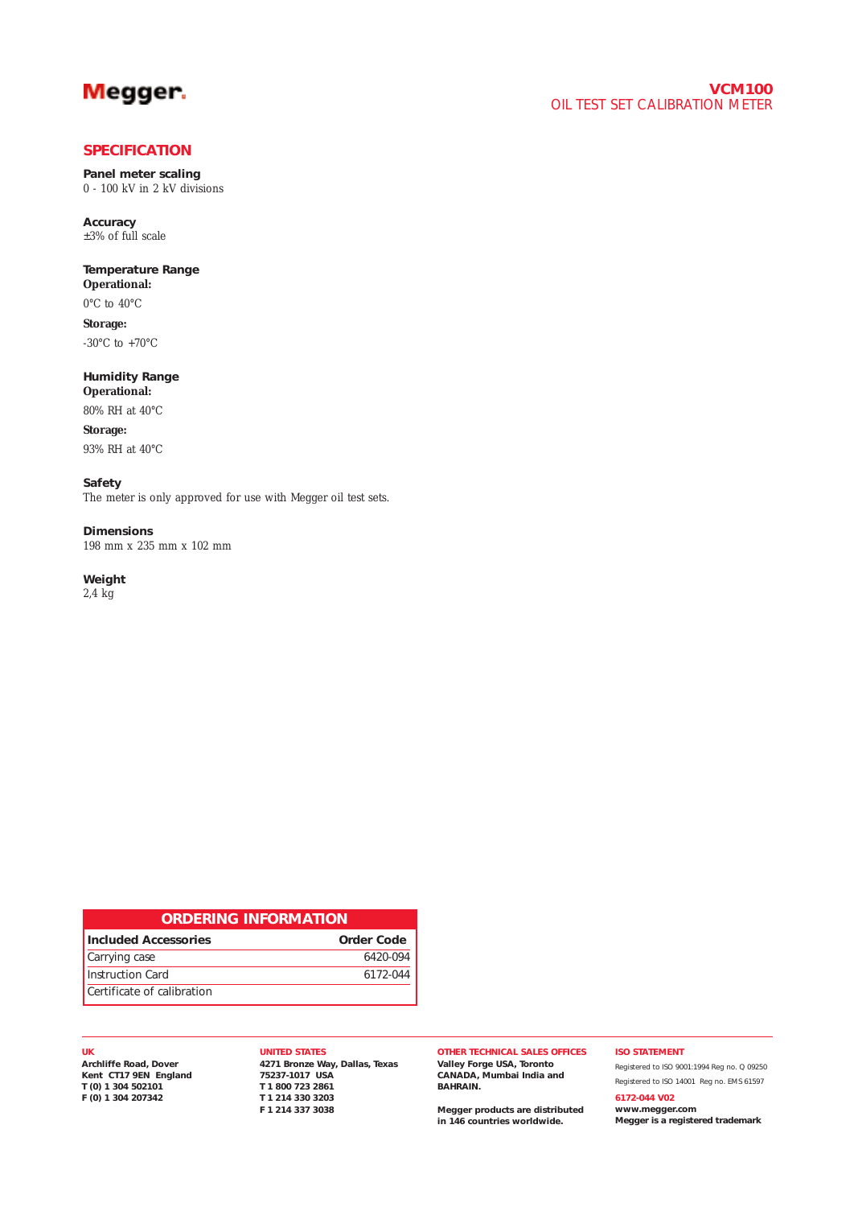# SPECIFICATION

**Panel meter scaling**
0 - 100 kV in 2 kV divisions

**Accuracy**
±3% of full scale

**Temperature Range**
**Operational:**
0°C to 40°C
**Storage:**
-30°C to +70°C

**Humidity Range**
**Operational:**
80% RH at 40°C
**Storage:**
93% RH at 40°C

**Safety**
The meter is only approved for use with Megger oil test sets.

**Dimensions**
198 mm x 235 mm x 102 mm

**Weight**
2,4 kg

## ORDERING INFORMATION

| Included Accessories | Order Code |
|---|---|
| Carrying case | 6420-094 |
| Instruction Card | 6172-044 |
| Certificate of calibration | |

**UK**
**Archcliffe Road, Dover**
**Kent CT17 9EN England**
**T (0) 1 304 502101**
**F (0) 1 304 207342**

**UNITED STATES**
**4271 Bronze Way, Dallas, Texas**
**75237-1017 USA**
**T 1 800 723 2861**
**T 1 214 330 3203**
**F 1 214 337 3038**

**OTHER TECHNICAL SALES OFFICES**
**Valley Forge USA, Toronto CANADA, Mumbai India and BAHRAIN.**

**Megger products are distributed in 146 countries worldwide.**

**ISO STATEMENT**
Registered to ISO 9001:1994 Reg no. Q 09250
Registered to ISO 14001 Reg no. EMS 61597

6172-044 V02
**www.megger.com**
**Megger is a registered trademark**